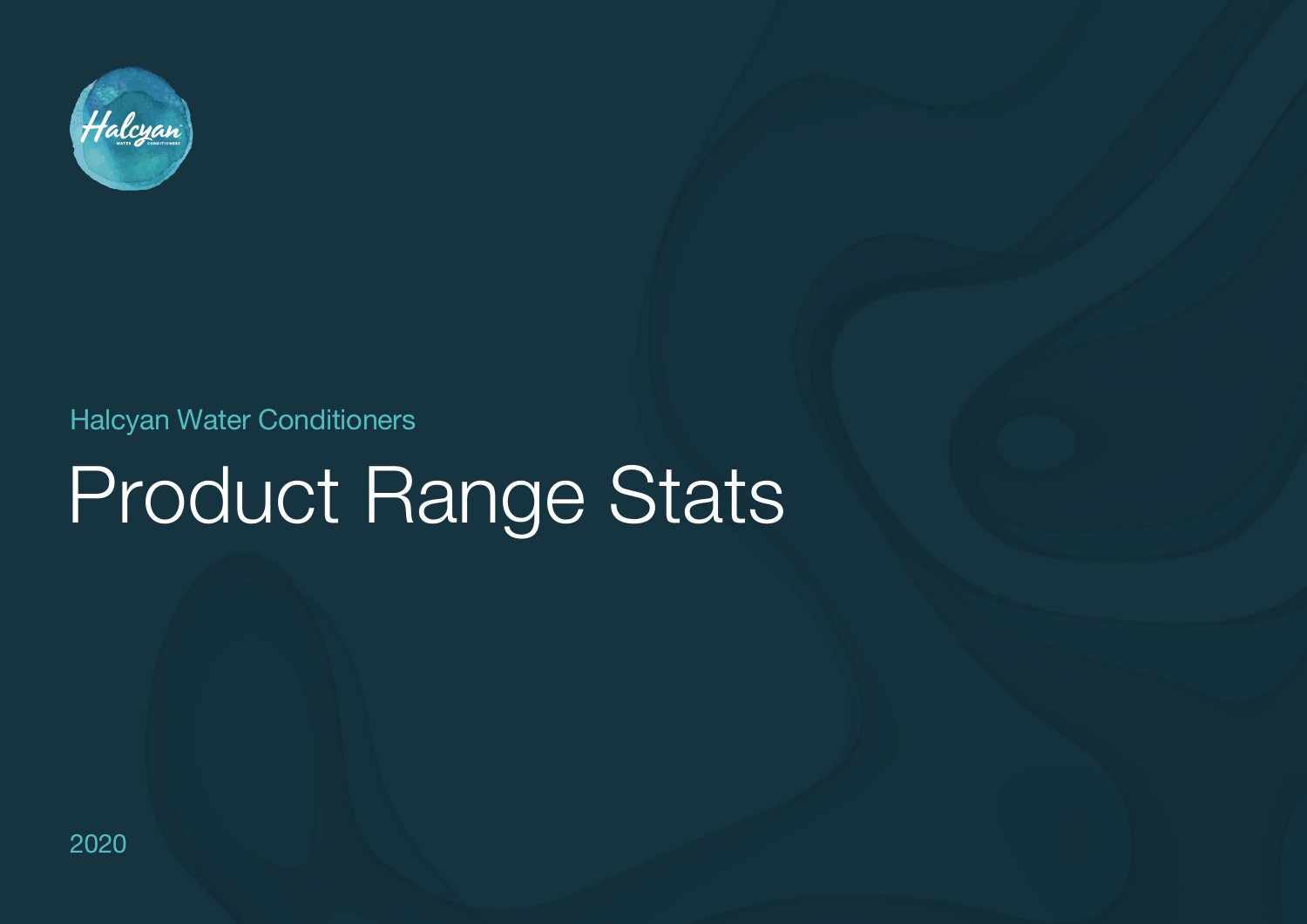Halcyan Water Conditioners

# Product Range Stats

2020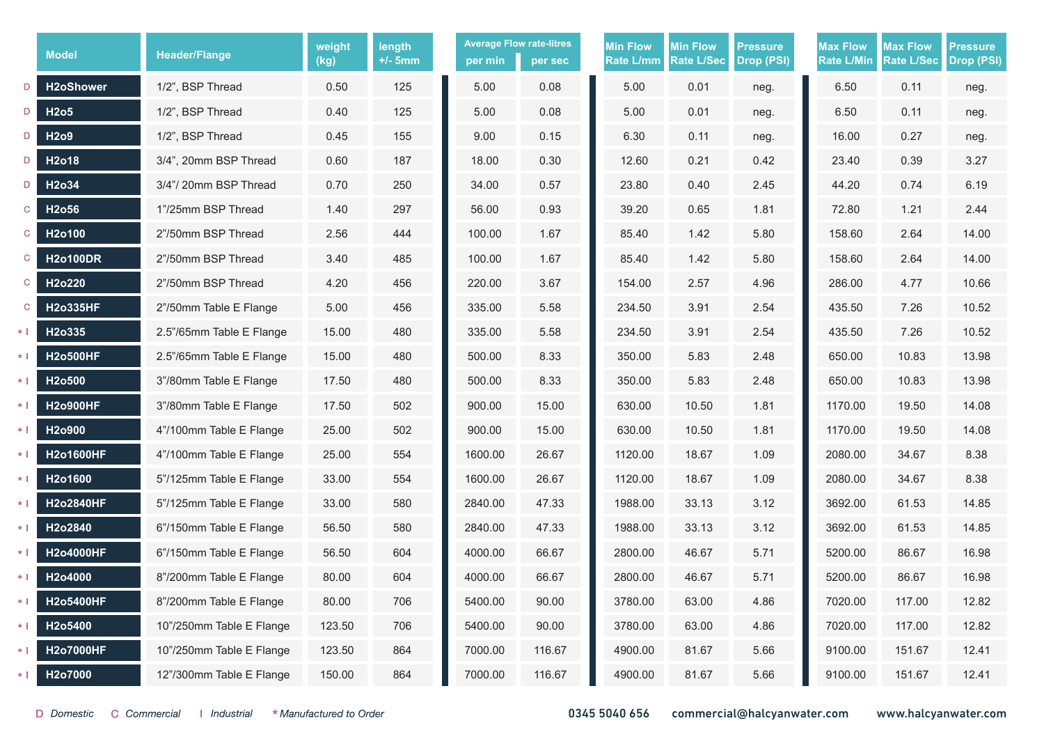| | Model | Header/Flange | weight (kg) | length +/- 5mm | Average Flow rate-litres per min | Average Flow rate-litres per sec | Min Flow Rate L/mm | Min Flow Rate L/Sec | Pressure Drop (PSI) | Max Flow Rate L/Min | Max Flow Rate L/Sec | Pressure Drop (PSI) |
|---|---|---|---|---|---|---|---|---|---|---|---|---|
| D | H2oShower | 1/2", BSP Thread | 0.50 | 125 | 5.00 | 0.08 | 5.00 | 0.01 | neg. | 6.50 | 0.11 | neg. |
| D | H2o5 | 1/2", BSP Thread | 0.40 | 125 | 5.00 | 0.08 | 5.00 | 0.01 | neg. | 6.50 | 0.11 | neg. |
| D | H2o9 | 1/2", BSP Thread | 0.45 | 155 | 9.00 | 0.15 | 6.30 | 0.11 | neg. | 16.00 | 0.27 | neg. |
| D | H2o18 | 3/4", 20mm BSP Thread | 0.60 | 187 | 18.00 | 0.30 | 12.60 | 0.21 | 0.42 | 23.40 | 0.39 | 3.27 |
| D | H2o34 | 3/4"/ 20mm BSP Thread | 0.70 | 250 | 34.00 | 0.57 | 23.80 | 0.40 | 2.45 | 44.20 | 0.74 | 6.19 |
| C | H2o56 | 1"/25mm BSP Thread | 1.40 | 297 | 56.00 | 0.93 | 39.20 | 0.65 | 1.81 | 72.80 | 1.21 | 2.44 |
| C | H2o100 | 2"/50mm BSP Thread | 2.56 | 444 | 100.00 | 1.67 | 85.40 | 1.42 | 5.80 | 158.60 | 2.64 | 14.00 |
| C | H2o100DR | 2"/50mm BSP Thread | 3.40 | 485 | 100.00 | 1.67 | 85.40 | 1.42 | 5.80 | 158.60 | 2.64 | 14.00 |
| C | H2o220 | 2"/50mm BSP Thread | 4.20 | 456 | 220.00 | 3.67 | 154.00 | 2.57 | 4.96 | 286.00 | 4.77 | 10.66 |
| C | H2o335HF | 2"/50mm Table E Flange | 5.00 | 456 | 335.00 | 5.58 | 234.50 | 3.91 | 2.54 | 435.50 | 7.26 | 10.52 |
| * I | H2o335 | 2.5"/65mm Table E Flange | 15.00 | 480 | 335.00 | 5.58 | 234.50 | 3.91 | 2.54 | 435.50 | 7.26 | 10.52 |
| * I | H2o500HF | 2.5"/65mm Table E Flange | 15.00 | 480 | 500.00 | 8.33 | 350.00 | 5.83 | 2.48 | 650.00 | 10.83 | 13.98 |
| * I | H2o500 | 3"/80mm Table E Flange | 17.50 | 480 | 500.00 | 8.33 | 350.00 | 5.83 | 2.48 | 650.00 | 10.83 | 13.98 |
| * I | H2o900HF | 3"/80mm Table E Flange | 17.50 | 502 | 900.00 | 15.00 | 630.00 | 10.50 | 1.81 | 1170.00 | 19.50 | 14.08 |
| * I | H2o900 | 4"/100mm Table E Flange | 25.00 | 502 | 900.00 | 15.00 | 630.00 | 10.50 | 1.81 | 1170.00 | 19.50 | 14.08 |
| * I | H2o1600HF | 4"/100mm Table E Flange | 25.00 | 554 | 1600.00 | 26.67 | 1120.00 | 18.67 | 1.09 | 2080.00 | 34.67 | 8.38 |
| * I | H2o1600 | 5"/125mm Table E Flange | 33.00 | 554 | 1600.00 | 26.67 | 1120.00 | 18.67 | 1.09 | 2080.00 | 34.67 | 8.38 |
| * I | H2o2840HF | 5"/125mm Table E Flange | 33.00 | 580 | 2840.00 | 47.33 | 1988.00 | 33.13 | 3.12 | 3692.00 | 61.53 | 14.85 |
| * I | H2o2840 | 6"/150mm Table E Flange | 56.50 | 580 | 2840.00 | 47.33 | 1988.00 | 33.13 | 3.12 | 3692.00 | 61.53 | 14.85 |
| * I | H2o4000HF | 6"/150mm Table E Flange | 56.50 | 604 | 4000.00 | 66.67 | 2800.00 | 46.67 | 5.71 | 5200.00 | 86.67 | 16.98 |
| * I | H2o4000 | 8"/200mm Table E Flange | 80.00 | 604 | 4000.00 | 66.67 | 2800.00 | 46.67 | 5.71 | 5200.00 | 86.67 | 16.98 |
| * I | H2o5400HF | 8"/200mm Table E Flange | 80.00 | 706 | 5400.00 | 90.00 | 3780.00 | 63.00 | 4.86 | 7020.00 | 117.00 | 12.82 |
| * I | H2o5400 | 10"/250mm Table E Flange | 123.50 | 706 | 5400.00 | 90.00 | 3780.00 | 63.00 | 4.86 | 7020.00 | 117.00 | 12.82 |
| * I | H2o7000HF | 10"/250mm Table E Flange | 123.50 | 864 | 7000.00 | 116.67 | 4900.00 | 81.67 | 5.66 | 9100.00 | 151.67 | 12.41 |
| * I | H2o7000 | 12"/300mm Table E Flange | 150.00 | 864 | 7000.00 | 116.67 | 4900.00 | 81.67 | 5.66 | 9100.00 | 151.67 | 12.41 |

D *Domestic* C *Commercial* I *Industrial* *\*Manufactured to Order*

**0345 5040 656** **commercial@halcyanwater.com** **www.halcyanwater.com**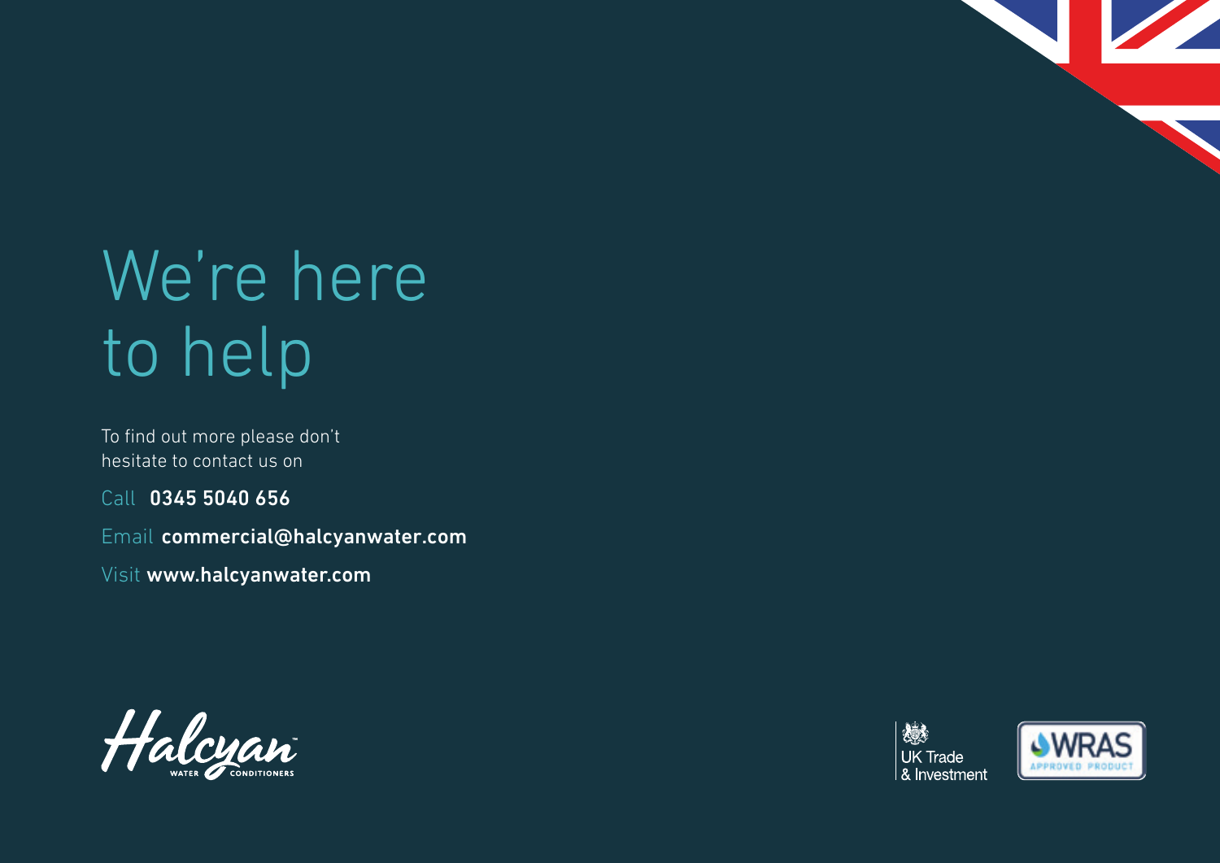# We're here to help

To find out more please don't hesitate to contact us on

Call **0345 5040 656**

Email **commercial@halcyanwater.com**

Visit **www.halcyanwater.com**

Halcyan™ WATER CONDITIONERS

UK Trade & Investment

WRAS APPROVED PRODUCT